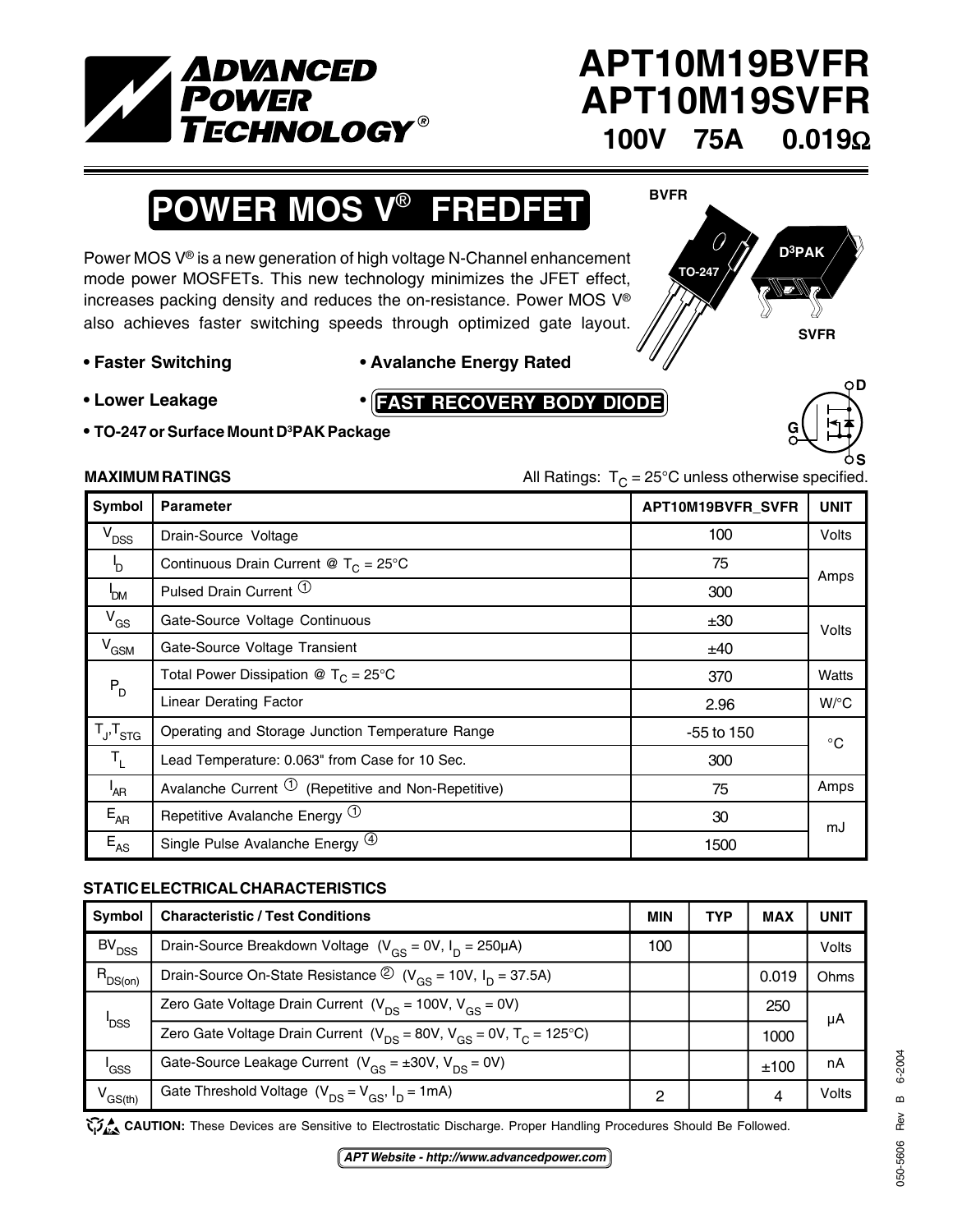# APT10M19BVFR
# APT10M19SVFR

**100V 75A 0.019Ω**

## POWER MOS V® FREDFET

BVFR

TO-247

$D^3PAK$

SVFR

Power MOS V® is a new generation of high voltage N-Channel enhancement mode power MOSFETs. This new technology minimizes the JFET effect, increases packing density and reduces the on-resistance. Power MOS V® also achieves faster switching speeds through optimized gate layout.

- **Faster Switching**
- **Avalanche Energy Rated**
- **Lower Leakage**
- **FAST RECOVERY BODY DIODE**
- **TO-247 or Surface Mount $D^3PAK$ Package**

D G S

**MAXIMUM RATINGS** All Ratings: $T_C = 25°C$ unless otherwise specified.

| Symbol | Parameter | APT10M19BVFR_SVFR | UNIT |
|---|---|---|---|
| $V_{DSS}$ | Drain-Source Voltage | 100 | Volts |
| $I_D$ | Continuous Drain Current @ $T_C = 25°C$ | 75 | Amps |
| $I_{DM}$ | Pulsed Drain Current ① | 300 | |
| $V_{GS}$ | Gate-Source Voltage Continuous | ±30 | Volts |
| $V_{GSM}$ | Gate-Source Voltage Transient | ±40 | |
| $P_D$ | Total Power Dissipation @ $T_C = 25°C$ | 370 | Watts |
| | Linear Derating Factor | 2.96 | W/°C |
| $T_J$,$T_{STG}$ | Operating and Storage Junction Temperature Range | -55 to 150 | °C |
| $T_L$ | Lead Temperature: 0.063" from Case for 10 Sec. | 300 | |
| $I_{AR}$ | Avalanche Current ① (Repetitive and Non-Repetitive) | 75 | Amps |
| $E_{AR}$ | Repetitive Avalanche Energy ① | 30 | mJ |
| $E_{AS}$ | Single Pulse Avalanche Energy ④ | 1500 | |

**STATIC ELECTRICAL CHARACTERISTICS**

| Symbol | Characteristic / Test Conditions | MIN | TYP | MAX | UNIT |
|---|---|---|---|---|---|
| $BV_{DSS}$ | Drain-Source Breakdown Voltage ($V_{GS} = 0V$, $I_D = 250\mu A$) | 100 | | | Volts |
| $R_{DS(on)}$ | Drain-Source On-State Resistance ② ($V_{GS} = 10V$, $I_D = 37.5A$) | | | 0.019 | Ohms |
| $I_{DSS}$ | Zero Gate Voltage Drain Current ($V_{DS} = 100V$, $V_{GS} = 0V$) | | | 250 | µA |
| | Zero Gate Voltage Drain Current ($V_{DS} = 80V$, $V_{GS} = 0V$, $T_C = 125°C$) | | | 1000 | |
| $I_{GSS}$ | Gate-Source Leakage Current ($V_{GS} = ±30V$, $V_{DS} = 0V$) | | | ±100 | nA |
| $V_{GS(th)}$ | Gate Threshold Voltage ($V_{DS} = V_{GS}$, $I_D = 1mA$) | 2 | | 4 | Volts |

**CAUTION:** These Devices are Sensitive to Electrostatic Discharge. Proper Handling Procedures Should Be Followed.

*APT Website - http://www.advancedpower.com*

050-5606 Rev B 6-2004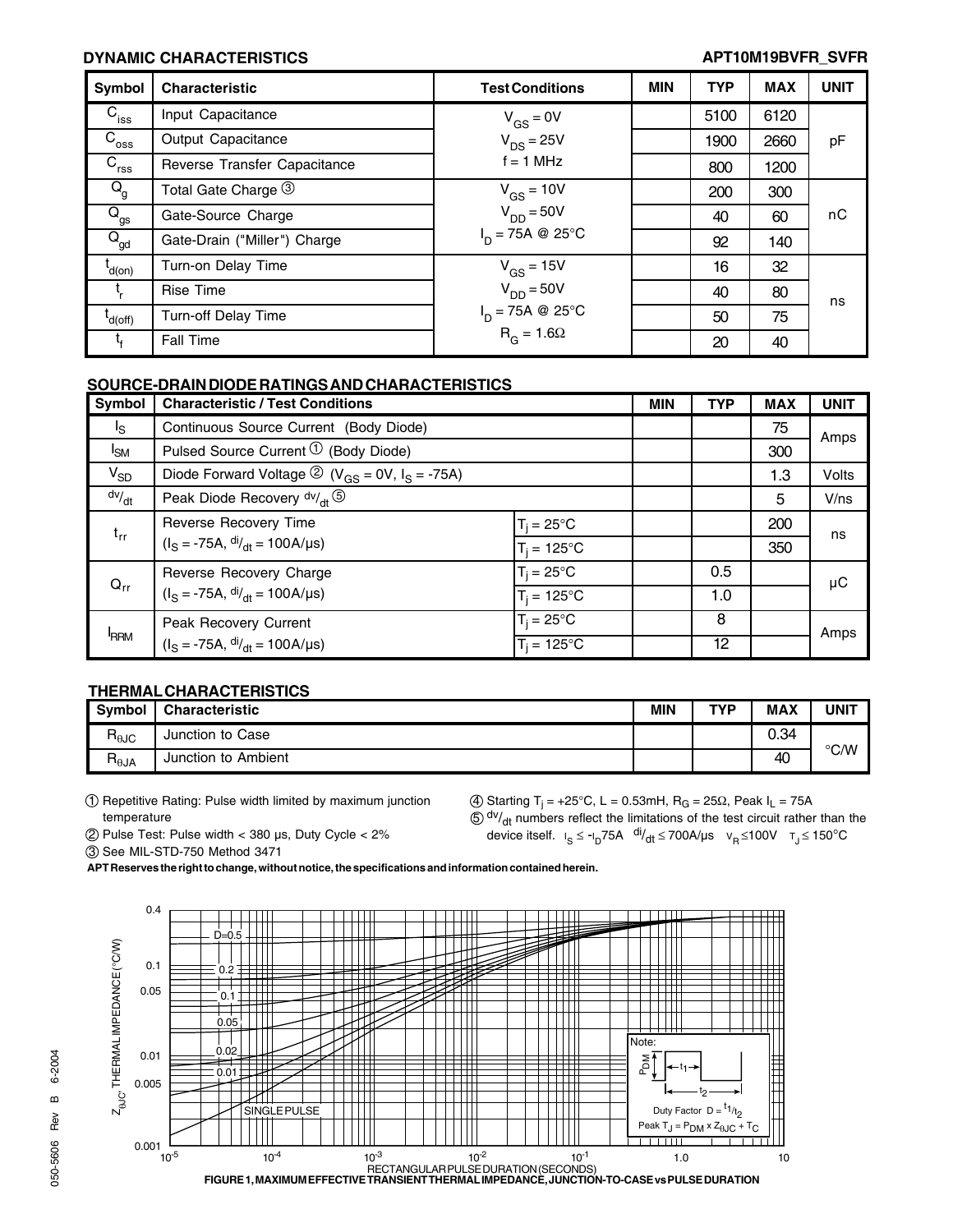## DYNAMIC CHARACTERISTICS

| Symbol | Characteristic | Test Conditions | MIN | TYP | MAX | UNIT |
|---|---|---|---|---|---|---|
| $C_{iss}$ | Input Capacitance | $V_{GS}$ = 0V | | 5100 | 6120 | pF |
| $C_{oss}$ | Output Capacitance | $V_{DS}$ = 25V | | 1900 | 2660 | |
| $C_{rss}$ | Reverse Transfer Capacitance | f = 1 MHz | | 800 | 1200 | |
| $Q_g$ | Total Gate Charge ③ | $V_{GS}$ = 10V | | 200 | 300 | nC |
| $Q_{gs}$ | Gate-Source Charge | $V_{DD}$ = 50V | | 40 | 60 | |
| $Q_{gd}$ | Gate-Drain ("Miller") Charge | $I_D$ = 75A @ 25°C | | 92 | 140 | |
| $t_{d(on)}$ | Turn-on Delay Time | $V_{GS}$ = 15V | | 16 | 32 | ns |
| $t_r$ | Rise Time | $V_{DD}$ = 50V | | 40 | 80 | |
| $t_{d(off)}$ | Turn-off Delay Time | $I_D$ = 75A @ 25°C | | 50 | 75 | |
| $t_f$ | Fall Time | $R_G$ = 1.6Ω | | 20 | 40 | |

## SOURCE-DRAIN DIODE RATINGS AND CHARACTERISTICS

| Symbol | Characteristic / Test Conditions | | MIN | TYP | MAX | UNIT |
|---|---|---|---|---|---|---|
| $I_S$ | Continuous Source Current (Body Diode) | | | | 75 | Amps |
| $I_{SM}$ | Pulsed Source Current ① (Body Diode) | | | | 300 | |
| $V_{SD}$ | Diode Forward Voltage ② ($V_{GS}$ = 0V, $I_S$ = -75A) | | | | 1.3 | Volts |
| $^{dv}/_{dt}$ | Peak Diode Recovery $^{dv}/_{dt}$ ⑤ | | | | 5 | V/ns |
| $t_{rr}$ | Reverse Recovery Time ($I_S$ = -75A, $^{di}/_{dt}$ = 100A/µs) | $T_j$ = 25°C | | | 200 | ns |
| | | $T_j$ = 125°C | | | 350 | |
| $Q_{rr}$ | Reverse Recovery Charge ($I_S$ = -75A, $^{di}/_{dt}$ = 100A/µs) | $T_j$ = 25°C | | 0.5 | | µC |
| | | $T_j$ = 125°C | | 1.0 | | |
| $I_{RRM}$ | Peak Recovery Current ($I_S$ = -75A, $^{di}/_{dt}$ = 100A/µs) | $T_j$ = 25°C | | 8 | | Amps |
| | | $T_j$ = 125°C | | 12 | | |

## THERMAL CHARACTERISTICS

| Symbol | Characteristic | MIN | TYP | MAX | UNIT |
|---|---|---|---|---|---|
| $R_{\theta JC}$ | Junction to Case | | | 0.34 | °C/W |
| $R_{\theta JA}$ | Junction to Ambient | | | 40 | |

① Repetitive Rating: Pulse width limited by maximum junction temperature

② Pulse Test: Pulse width < 380 µs, Duty Cycle < 2%

③ See MIL-STD-750 Method 3471

④ Starting $T_j$ = +25°C, L = 0.53mH, $R_G$ = 25Ω, Peak $I_L$ = 75A

⑤ $^{dv}/_{dt}$ numbers reflect the limitations of the test circuit rather than the device itself. $I_S \le -I_D$75A $^{di}/_{dt} \le$ 700A/µs $V_R \le$100V $T_J \le$ 150°C

**APT Reserves the right to change, without notice, the specifications and information contained herein.**

FIGURE 1, MAXIMUM EFFECTIVE TRANSIENT THERMAL IMPEDANCE, JUNCTION-TO-CASE vs PULSE DURATION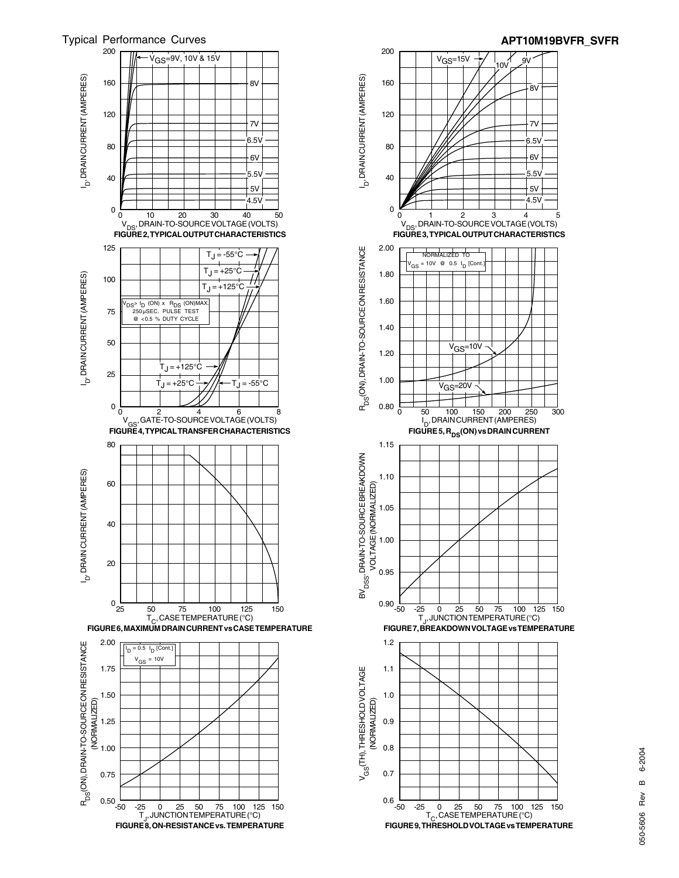Typical Performance Curves

**FIGURE 2, TYPICAL OUTPUT CHARACTERISTICS**

$V_{GS}$=9V, 10V & 15V; 8V; 7V; 6.5V; 6V; 5.5V; 5V; 4.5V

$I_D$, DRAIN CURRENT (AMPERES) vs. $V_{DS}$, DRAIN-TO-SOURCE VOLTAGE (VOLTS)

**FIGURE 3, TYPICAL OUTPUT CHARACTERISTICS**

$V_{GS}$=15V; 10V; 9V; 8V; 7V; 6.5V; 6V; 5.5V; 5V; 4.5V

$I_D$, DRAIN CURRENT (AMPERES) vs. $V_{DS}$, DRAIN-TO-SOURCE VOLTAGE (VOLTS)

**FIGURE 4, TYPICAL TRANSFER CHARACTERISTICS**

$V_{DS}$> $I_D$ (ON) x $R_{DS}$ (ON)MAX.
250µSEC. PULSE TEST
@ <0.5 % DUTY CYCLE

$T_J$ = -55°C; $T_J$ = +25°C; $T_J$ = +125°C

$I_D$, DRAIN CURRENT (AMPERES) vs. $V_{GS}$, GATE-TO-SOURCE VOLTAGE (VOLTS)

**FIGURE 5, $R_{DS}$(ON) vs DRAIN CURRENT**

NORMALIZED TO
$V_{GS}$ = 10V @ 0.5 $I_D$ [Cont.]

$V_{GS}$=10V; $V_{GS}$=20V

$R_{DS}$(ON), DRAIN-TO-SOURCE ON RESISTANCE vs. $I_D$, DRAIN CURRENT (AMPERES)

**FIGURE 6, MAXIMUM DRAIN CURRENT vs CASE TEMPERATURE**

$I_D$, DRAIN CURRENT (AMPERES) vs. $T_C$, CASE TEMPERATURE (°C)

**FIGURE 7, BREAKDOWN VOLTAGE vs TEMPERATURE**

$BV_{DSS}$, DRAIN-TO-SOURCE BREAKDOWN VOLTAGE (NORMALIZED) vs. $T_J$, JUNCTION TEMPERATURE (°C)

**FIGURE 8, ON-RESISTANCE vs. TEMPERATURE**

$I_D$ = 0.5 $I_D$ [Cont.]
$V_{GS}$ = 10V

$R_{DS}$(ON), DRAIN-TO-SOURCE ON RESISTANCE (NORMALIZED) vs. $T_J$, JUNCTION TEMPERATURE (°C)

**FIGURE 9, THRESHOLD VOLTAGE vs TEMPERATURE**

$V_{GS}$(TH), THRESHOLD VOLTAGE (NORMALIZED) vs. $T_C$, CASE TEMPERATURE (°C)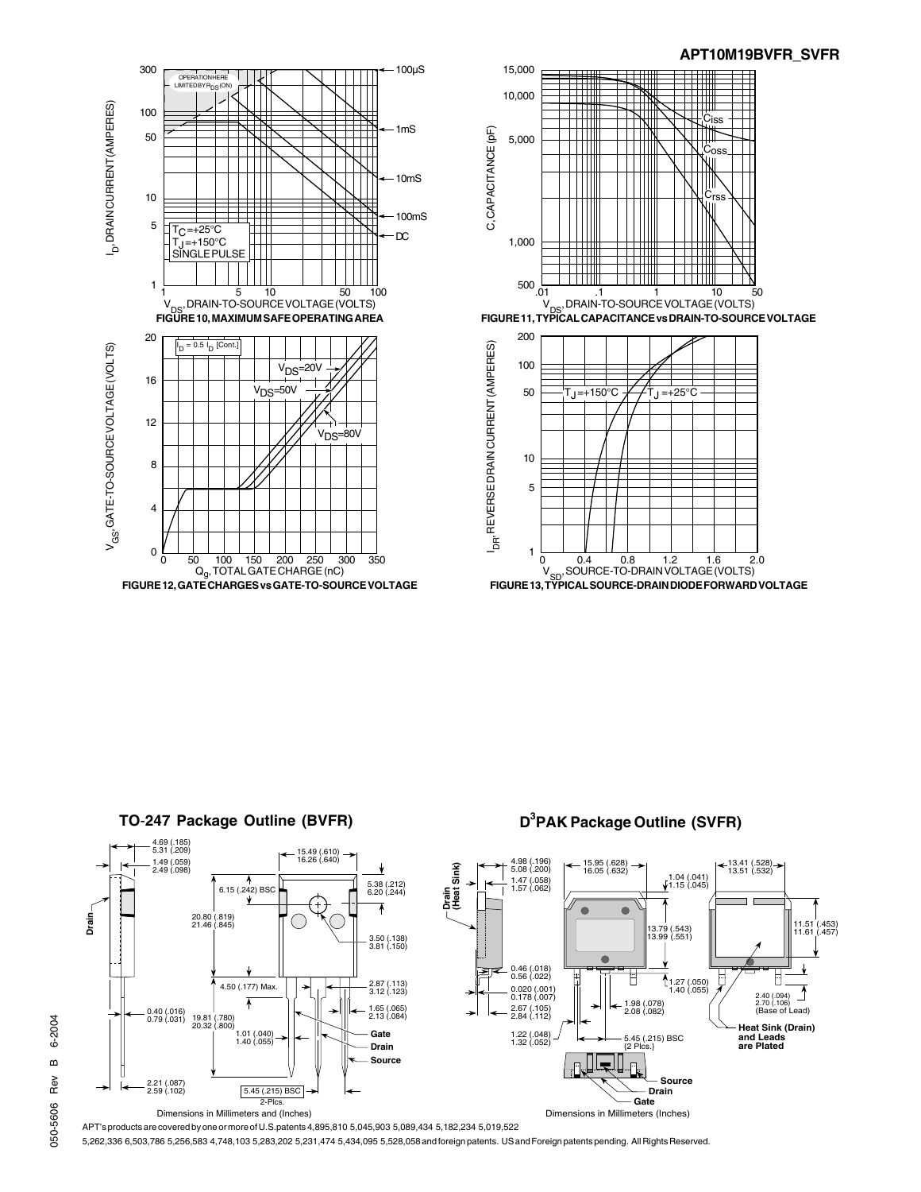OPERATION HERE LIMITED BY $R_{DS}(ON)$

$T_C = +25°C$
$T_J = +150°C$
SINGLE PULSE

100µS
1mS
10mS
100mS
DC

$I_D$, DRAIN CURRENT (AMPERES)

300
100
50
10
5
1

1 5 10 50 100

$V_{DS}$, DRAIN-TO-SOURCE VOLTAGE (VOLTS)

**FIGURE 10, MAXIMUM SAFE OPERATING AREA**

C, CAPACITANCE (pF)

15,000
10,000
5,000
1,000
500

.01 .1 1 10 50

Ciss
Coss
Crss

$V_{DS}$, DRAIN-TO-SOURCE VOLTAGE (VOLTS)

**FIGURE 11, TYPICAL CAPACITANCE vs DRAIN-TO-SOURCE VOLTAGE**

$I_D = 0.5\ I_D$ [Cont.]

$V_{DS}$=20V
$V_{DS}$=50V
$V_{DS}$=80V

$V_{GS}$, GATE-TO-SOURCE VOLTAGE (VOLTS)

20
16
12
8
4
0

0 50 100 150 200 250 300 350

$Q_g$, TOTAL GATE CHARGE (nC)

**FIGURE 12, GATE CHARGES vs GATE-TO-SOURCE VOLTAGE**

$I_{DR}$, REVERSE DRAIN CURRENT (AMPERES)

200
100
50
10
5
1

$T_J$=+150°C
$T_J$=+25°C

0 0.4 0.8 1.2 1.6 2.0

$V_{SD}$, SOURCE-TO-DRAIN VOLTAGE (VOLTS)

**FIGURE 13, TYPICAL SOURCE-DRAIN DIODE FORWARD VOLTAGE**

## TO-247 Package Outline (BVFR)

4.69 (.185)
5.31 (.209)
1.49 (.059)
2.49 (.098)
15.49 (.610)
16.26 (.640)
6.15 (.242) BSC
5.38 (.212)
6.20 (.244)
Drain
20.80 (.819)
21.46 (.845)
3.50 (.138)
3.81 (.150)
4.50 (.177) Max.
2.87 (.113)
3.12 (.123)
1.65 (.065)
2.13 (.084)
0.40 (.016)
0.79 (.031)
19.81 (.780)
20.32 (.800)
1.01 (.040)
1.40 (.055)
Gate
Drain
Source
2.21 (.087)
2.59 (.102)
5.45 (.215) BSC
2-Plcs.

Dimensions in Millimeters and (Inches)

## D[3]PAK Package Outline (SVFR)

Drain (Heat Sink)
4.98 (.196)
5.08 (.200)
1.47 (.058)
1.57 (.062)
15.95 (.628)
16.05 (.632)
1.04 (.041)
1.15 (.045)
13.41 (.528)
13.51 (.532)
13.79 (.543)
13.99 (.551)
11.51 (.453)
11.61 (.457)
0.46 (.018)
0.56 (.022)
0.020 (.001)
0.178 (.007)
2.67 (.105)
2.84 (.112)
1.27 (.050)
1.40 (.055)
1.98 (.078)
2.08 (.082)
2.40 (.094)
2.70 (.106)
(Base of Lead)
Heat Sink (Drain) and Leads are Plated
1.22 (.048)
1.32 (.052)
5.45 (.215) BSC
{2 Plcs.}
Source
Drain
Gate

Dimensions in Millimeters (Inches)

APT's products are covered by one or more of U.S. patents 4,895,810 5,045,903 5,089,434 5,182,234 5,019,522
5,262,336 6,503,786 5,256,583 4,748,103 5,283,202 5,231,474 5,434,095 5,528,058 and foreign patents. US and Foreign patents pending. All Rights Reserved.

050-5606 Rev B 6-2004